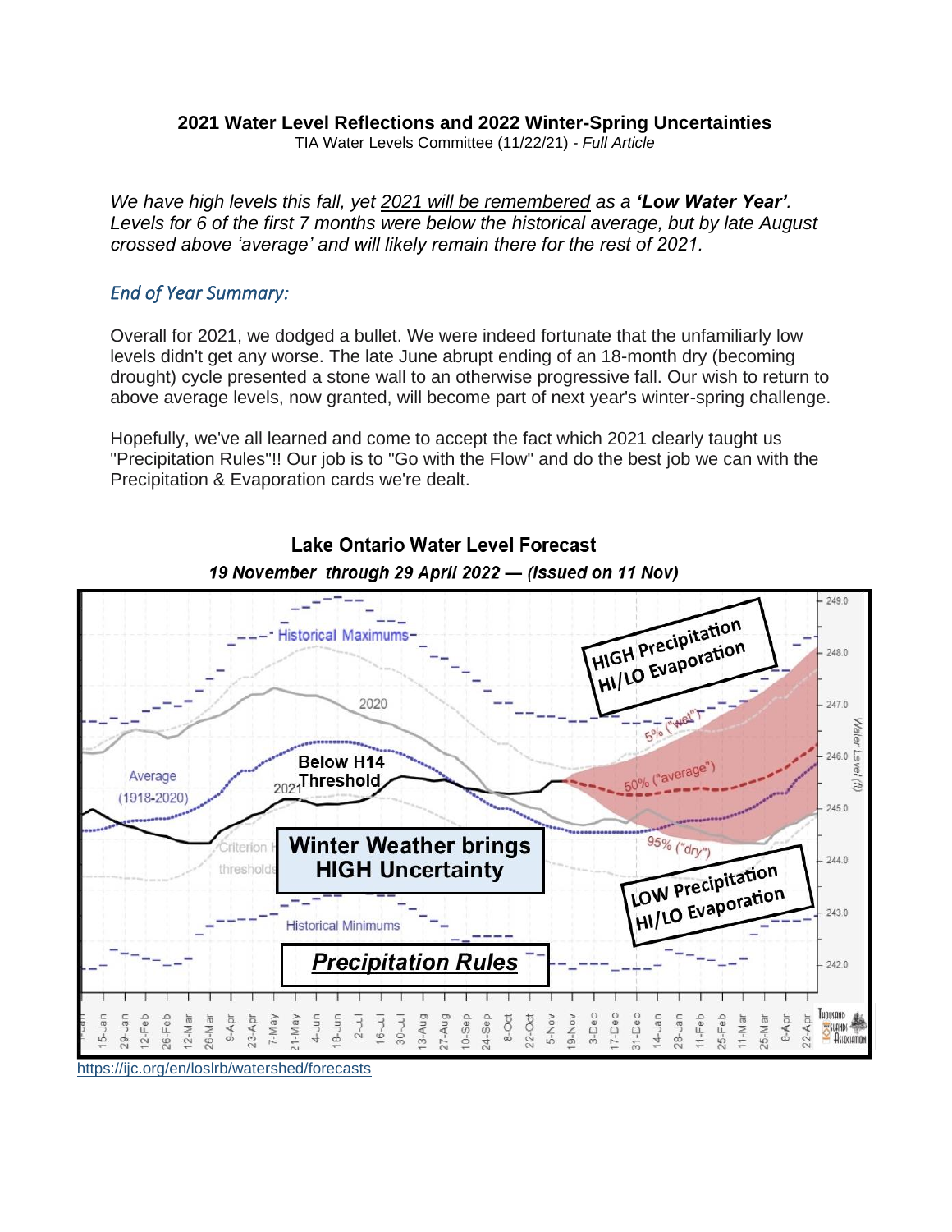**2021 Water Level Reflections and 2022 Winter-Spring Uncertainties**

TIA Water Levels Committee (11/22/21) - *Full Article*

*We have high levels this fall, yet 2021 will be remembered as a **'Low Water Year'**. Levels for 6 of the first 7 months were below the historical average, but by late August crossed above 'average' and will likely remain there for the rest of 2021.*

## *End of Year Summary:*

Overall for 2021, we dodged a bullet. We were indeed fortunate that the unfamiliarly low levels didn't get any worse. The late June abrupt ending of an 18-month dry (becoming drought) cycle presented a stone wall to an otherwise progressive fall. Our wish to return to above average levels, now granted, will become part of next year's winter-spring challenge.

Hopefully, we've all learned and come to accept the fact which 2021 clearly taught us "Precipitation Rules"!! Our job is to "Go with the Flow" and do the best job we can with the Precipitation & Evaporation cards we're dealt.

**Lake Ontario Water Level Forecast**

***19 November through 29 April 2022 — (issued on 11 Nov)***

https://ijc.org/en/loslrb/watershed/forecasts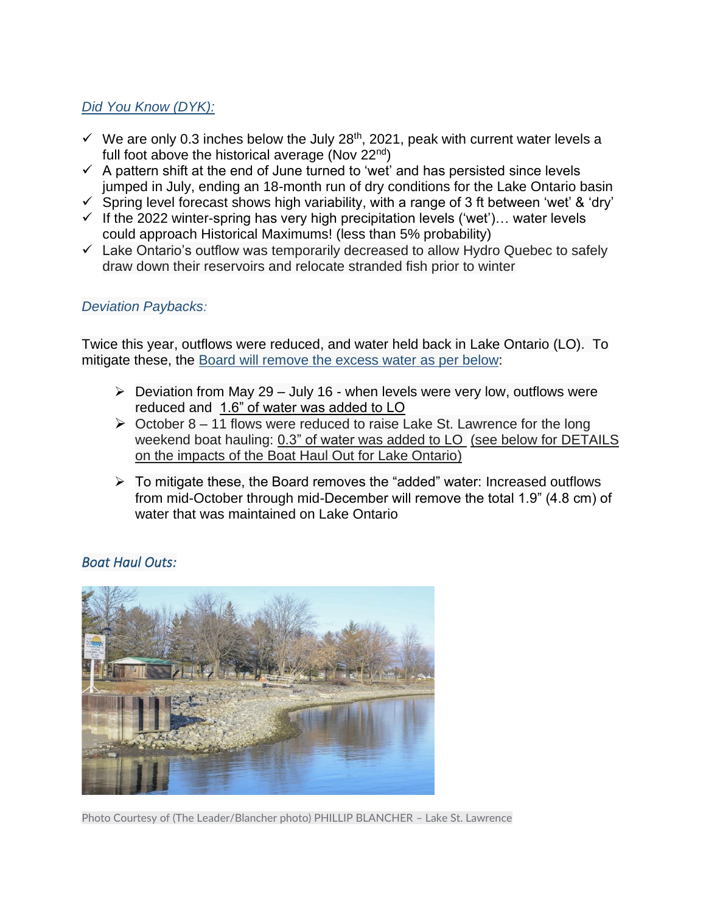*Did You Know (DYK):*

- ✓ We are only 0.3 inches below the July 28th, 2021, peak with current water levels a full foot above the historical average (Nov 22nd)
- ✓ A pattern shift at the end of June turned to 'wet' and has persisted since levels jumped in July, ending an 18-month run of dry conditions for the Lake Ontario basin
- ✓ Spring level forecast shows high variability, with a range of 3 ft between 'wet' & 'dry'
- ✓ If the 2022 winter-spring has very high precipitation levels ('wet')… water levels could approach Historical Maximums! (less than 5% probability)
- ✓ Lake Ontario's outflow was temporarily decreased to allow Hydro Quebec to safely draw down their reservoirs and relocate stranded fish prior to winter

*Deviation Paybacks:*

Twice this year, outflows were reduced, and water held back in Lake Ontario (LO). To mitigate these, the Board will remove the excess water as per below:

- ➢ Deviation from May 29 – July 16 - when levels were very low, outflows were reduced and 1.6" of water was added to LO
- ➢ October 8 – 11 flows were reduced to raise Lake St. Lawrence for the long weekend boat hauling: 0.3" of water was added to LO (see below for DETAILS on the impacts of the Boat Haul Out for Lake Ontario)
- ➢ To mitigate these, the Board removes the "added" water: Increased outflows from mid-October through mid-December will remove the total 1.9" (4.8 cm) of water that was maintained on Lake Ontario

*Boat Haul Outs:*

Photo Courtesy of (The Leader/Blancher photo) PHILLIP BLANCHER – Lake St. Lawrence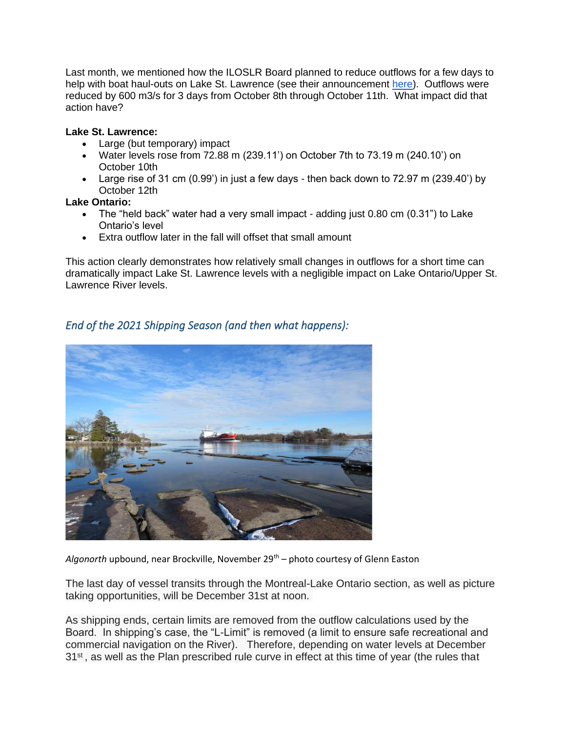Last month, we mentioned how the ILOSLR Board planned to reduce outflows for a few days to help with boat haul-outs on Lake St. Lawrence (see their announcement here). Outflows were reduced by 600 m3/s for 3 days from October 8th through October 11th. What impact did that action have?

**Lake St. Lawrence:**

- Large (but temporary) impact
- Water levels rose from 72.88 m (239.11') on October 7th to 73.19 m (240.10') on October 10th
- Large rise of 31 cm (0.99') in just a few days - then back down to 72.97 m (239.40') by October 12th

**Lake Ontario:**

- The "held back" water had a very small impact - adding just 0.80 cm (0.31") to Lake Ontario's level
- Extra outflow later in the fall will offset that small amount

This action clearly demonstrates how relatively small changes in outflows for a short time can dramatically impact Lake St. Lawrence levels with a negligible impact on Lake Ontario/Upper St. Lawrence River levels.

## *End of the 2021 Shipping Season (and then what happens):*

*Algonorth* upbound, near Brockville, November 29th – photo courtesy of Glenn Easton

The last day of vessel transits through the Montreal-Lake Ontario section, as well as picture taking opportunities, will be December 31st at noon.

As shipping ends, certain limits are removed from the outflow calculations used by the Board. In shipping's case, the "L-Limit" is removed (a limit to ensure safe recreational and commercial navigation on the River). Therefore, depending on water levels at December 31st, as well as the Plan prescribed rule curve in effect at this time of year (the rules that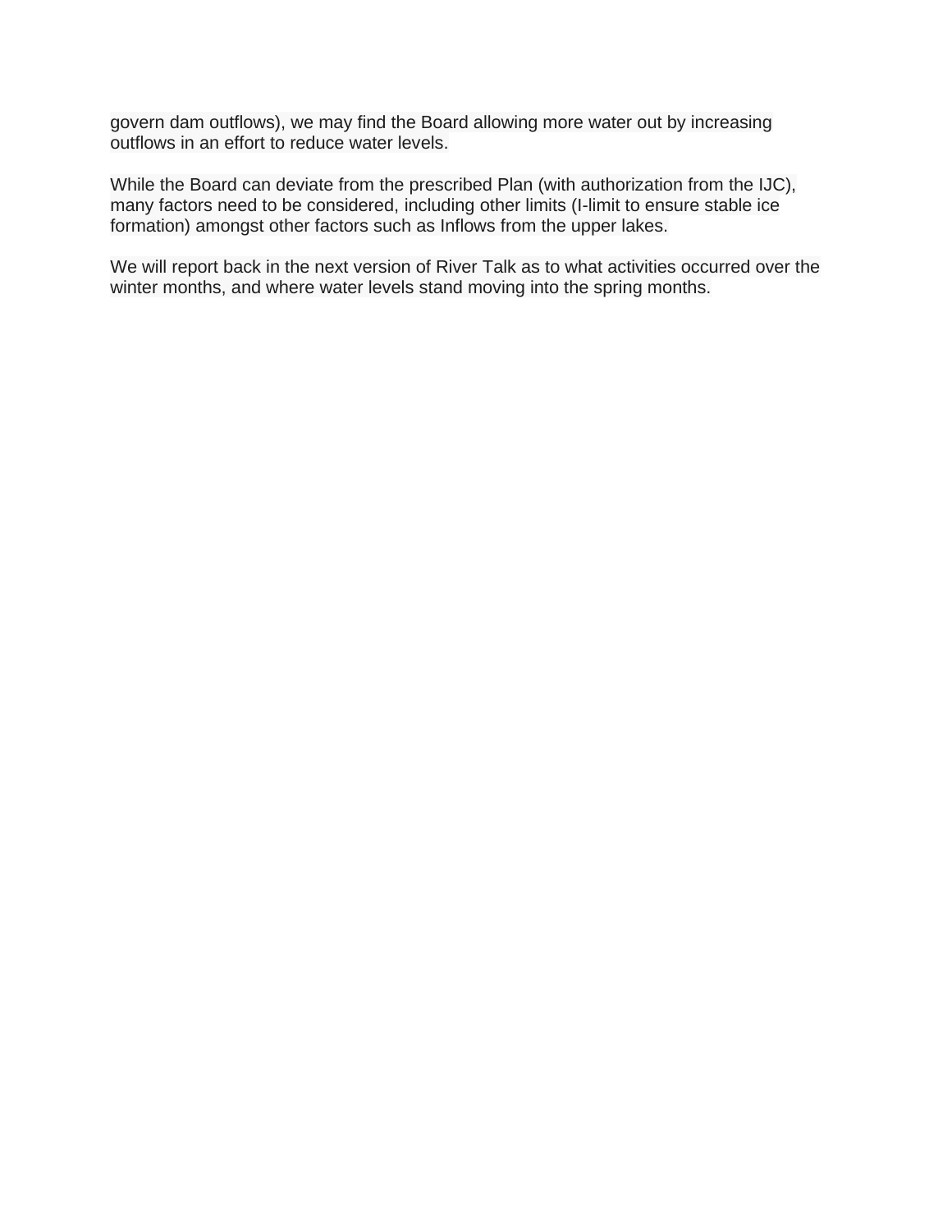govern dam outflows), we may find the Board allowing more water out by increasing outflows in an effort to reduce water levels.

While the Board can deviate from the prescribed Plan (with authorization from the IJC), many factors need to be considered, including other limits (I-limit to ensure stable ice formation) amongst other factors such as Inflows from the upper lakes.

We will report back in the next version of River Talk as to what activities occurred over the winter months, and where water levels stand moving into the spring months.